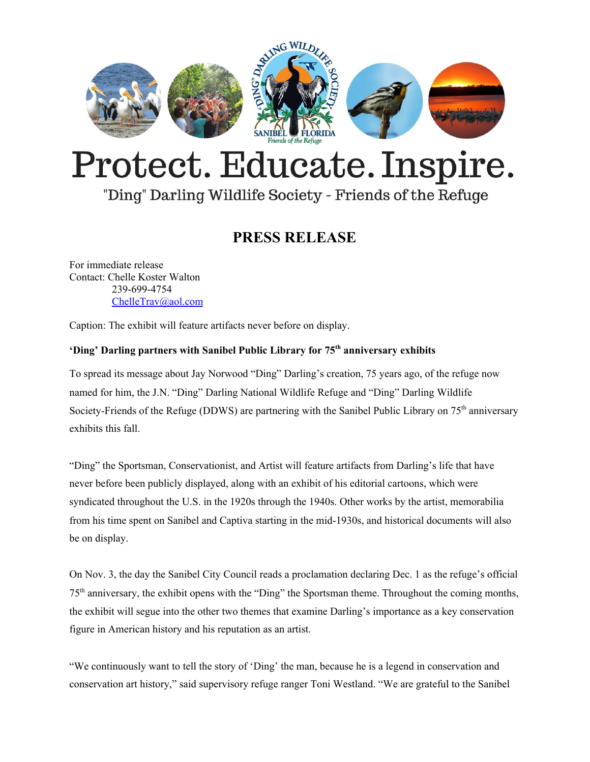# Protect. Educate. Inspire.

"Ding" Darling Wildlife Society - Friends of the Refuge

## PRESS RELEASE

For immediate release
Contact: Chelle Koster Walton
239-699-4754
ChelleTrav@aol.com

Caption: The exhibit will feature artifacts never before on display.

**'Ding' Darling partners with Sanibel Public Library for 75th anniversary exhibits**

To spread its message about Jay Norwood "Ding" Darling's creation, 75 years ago, of the refuge now named for him, the J.N. "Ding" Darling National Wildlife Refuge and "Ding" Darling Wildlife Society-Friends of the Refuge (DDWS) are partnering with the Sanibel Public Library on 75th anniversary exhibits this fall.

"Ding" the Sportsman, Conservationist, and Artist will feature artifacts from Darling's life that have never before been publicly displayed, along with an exhibit of his editorial cartoons, which were syndicated throughout the U.S. in the 1920s through the 1940s. Other works by the artist, memorabilia from his time spent on Sanibel and Captiva starting in the mid-1930s, and historical documents will also be on display.

On Nov. 3, the day the Sanibel City Council reads a proclamation declaring Dec. 1 as the refuge's official 75th anniversary, the exhibit opens with the "Ding" the Sportsman theme. Throughout the coming months, the exhibit will segue into the other two themes that examine Darling's importance as a key conservation figure in American history and his reputation as an artist.

"We continuously want to tell the story of 'Ding' the man, because he is a legend in conservation and conservation art history," said supervisory refuge ranger Toni Westland. "We are grateful to the Sanibel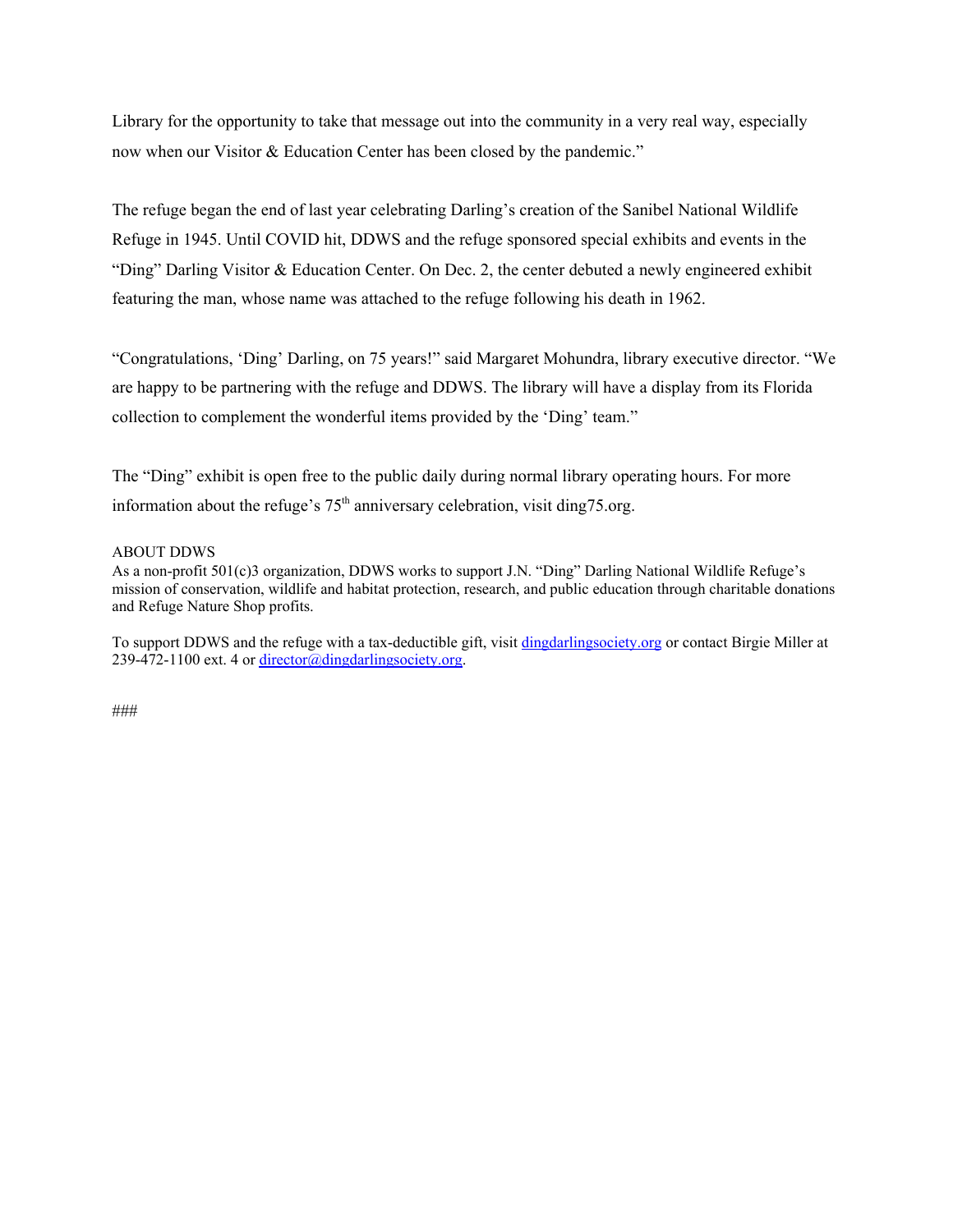Library for the opportunity to take that message out into the community in a very real way, especially now when our Visitor & Education Center has been closed by the pandemic."

The refuge began the end of last year celebrating Darling's creation of the Sanibel National Wildlife Refuge in 1945. Until COVID hit, DDWS and the refuge sponsored special exhibits and events in the "Ding" Darling Visitor & Education Center. On Dec. 2, the center debuted a newly engineered exhibit featuring the man, whose name was attached to the refuge following his death in 1962.

"Congratulations, 'Ding' Darling, on 75 years!" said Margaret Mohundra, library executive director. "We are happy to be partnering with the refuge and DDWS. The library will have a display from its Florida collection to complement the wonderful items provided by the 'Ding' team."

The "Ding" exhibit is open free to the public daily during normal library operating hours. For more information about the refuge's 75th anniversary celebration, visit ding75.org.

ABOUT DDWS
As a non-profit 501(c)3 organization, DDWS works to support J.N. "Ding" Darling National Wildlife Refuge's mission of conservation, wildlife and habitat protection, research, and public education through charitable donations and Refuge Nature Shop profits.

To support DDWS and the refuge with a tax-deductible gift, visit dingdarlingsociety.org or contact Birgie Miller at 239-472-1100 ext. 4 or director@dingdarlingsociety.org.

###